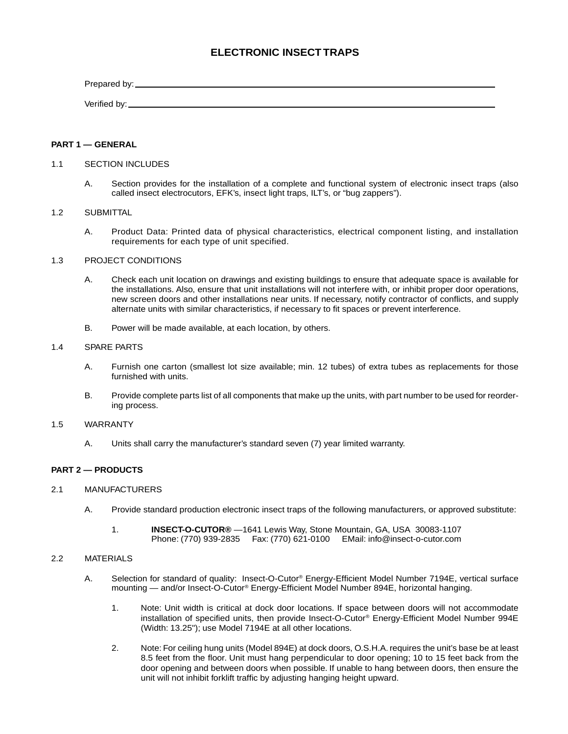# ELECTRONIC INSECT TRAPS

Prepared by: ______________________________________________

Verified by: ______________________________________________

## PART 1 — GENERAL

### 1.1 SECTION INCLUDES

A. Section provides for the installation of a complete and functional system of electronic insect traps (also called insect electrocutors, EFK's, insect light traps, ILT's, or "bug zappers").

### 1.2 SUBMITTAL

A. Product Data: Printed data of physical characteristics, electrical component listing, and installation requirements for each type of unit specified.

### 1.3 PROJECT CONDITIONS

A. Check each unit location on drawings and existing buildings to ensure that adequate space is available for the installations. Also, ensure that unit installations will not interfere with, or inhibit proper door operations, new screen doors and other installations near units. If necessary, notify contractor of conflicts, and supply alternate units with similar characteristics, if necessary to fit spaces or prevent interference.

B. Power will be made available, at each location, by others.

### 1.4 SPARE PARTS

A. Furnish one carton (smallest lot size available; min. 12 tubes) of extra tubes as replacements for those furnished with units.

B. Provide complete parts list of all components that make up the units, with part number to be used for reordering process.

### 1.5 WARRANTY

A. Units shall carry the manufacturer's standard seven (7) year limited warranty.

## PART 2 — PRODUCTS

### 2.1 MANUFACTURERS

A. Provide standard production electronic insect traps of the following manufacturers, or approved substitute:

1. **INSECT-O-CUTOR®** —1641 Lewis Way, Stone Mountain, GA, USA 30083-1107
   Phone: (770) 939-2835  Fax: (770) 621-0100  EMail: info@insect-o-cutor.com

### 2.2 MATERIALS

A. Selection for standard of quality: Insect-O-Cutor® Energy-Efficient Model Number 7194E, vertical surface mounting — and/or Insect-O-Cutor® Energy-Efficient Model Number 894E, horizontal hanging.

1. Note: Unit width is critical at dock door locations. If space between doors will not accommodate installation of specified units, then provide Insect-O-Cutor® Energy-Efficient Model Number 994E (Width: 13.25"); use Model 7194E at all other locations.

2. Note: For ceiling hung units (Model 894E) at dock doors, O.S.H.A. requires the unit's base be at least 8.5 feet from the floor. Unit must hang perpendicular to door opening; 10 to 15 feet back from the door opening and between doors when possible. If unable to hang between doors, then ensure the unit will not inhibit forklift traffic by adjusting hanging height upward.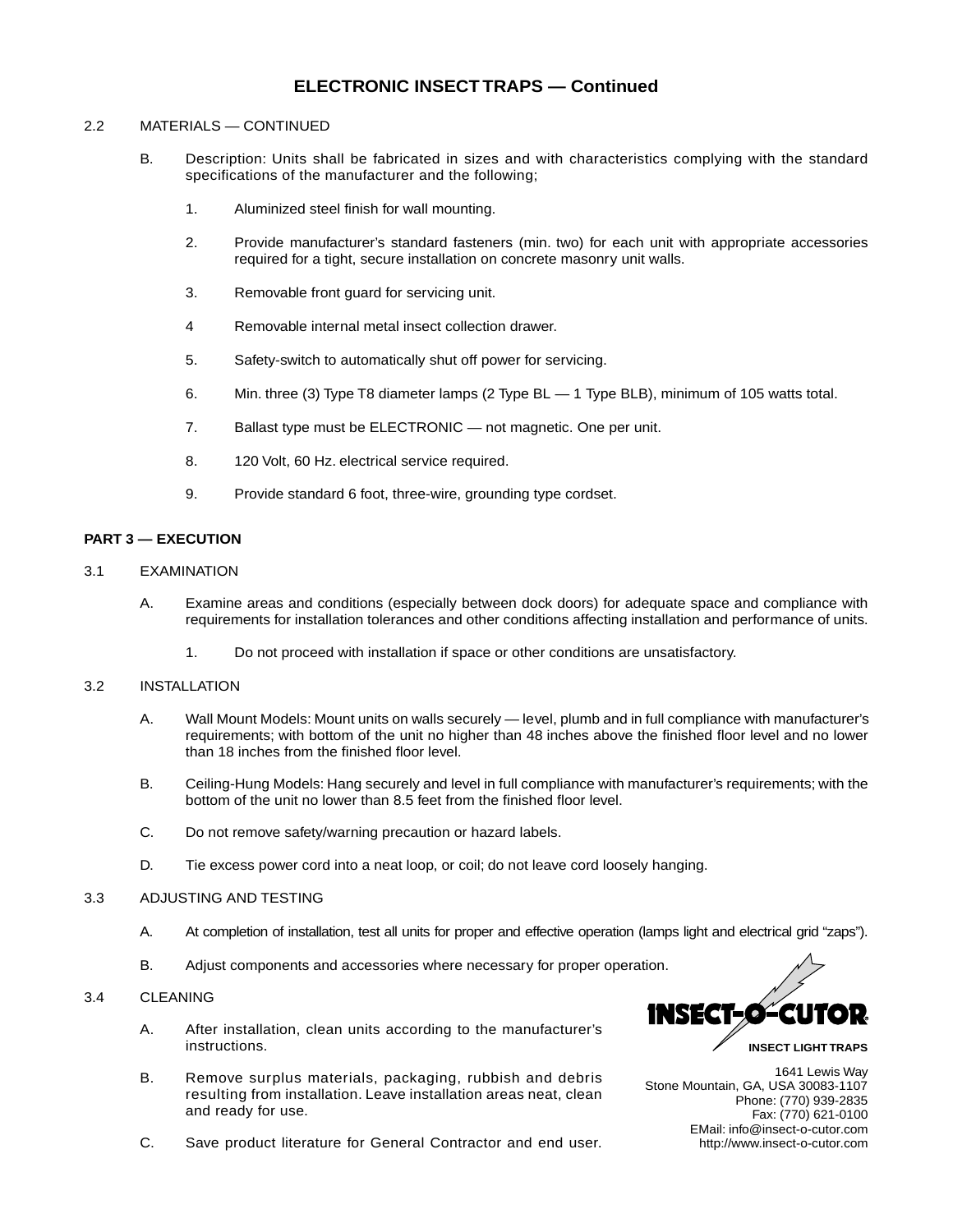# ELECTRONIC INSECT TRAPS — Continued

2.2 MATERIALS — CONTINUED

B. Description: Units shall be fabricated in sizes and with characteristics complying with the standard specifications of the manufacturer and the following;

1. Aluminized steel finish for wall mounting.

2. Provide manufacturer's standard fasteners (min. two) for each unit with appropriate accessories required for a tight, secure installation on concrete masonry unit walls.

3. Removable front guard for servicing unit.

4 Removable internal metal insect collection drawer.

5. Safety-switch to automatically shut off power for servicing.

6. Min. three (3) Type T8 diameter lamps (2 Type BL — 1 Type BLB), minimum of 105 watts total.

7. Ballast type must be ELECTRONIC — not magnetic. One per unit.

8. 120 Volt, 60 Hz. electrical service required.

9. Provide standard 6 foot, three-wire, grounding type cordset.

**PART 3 — EXECUTION**

3.1 EXAMINATION

A. Examine areas and conditions (especially between dock doors) for adequate space and compliance with requirements for installation tolerances and other conditions affecting installation and performance of units.

1. Do not proceed with installation if space or other conditions are unsatisfactory.

3.2 INSTALLATION

A. Wall Mount Models: Mount units on walls securely — level, plumb and in full compliance with manufacturer's requirements; with bottom of the unit no higher than 48 inches above the finished floor level and no lower than 18 inches from the finished floor level.

B. Ceiling-Hung Models: Hang securely and level in full compliance with manufacturer's requirements; with the bottom of the unit no lower than 8.5 feet from the finished floor level.

C. Do not remove safety/warning precaution or hazard labels.

D. Tie excess power cord into a neat loop, or coil; do not leave cord loosely hanging.

3.3 ADJUSTING AND TESTING

A. At completion of installation, test all units for proper and effective operation (lamps light and electrical grid "zaps").

B. Adjust components and accessories where necessary for proper operation.

3.4 CLEANING

A. After installation, clean units according to the manufacturer's instructions.

B. Remove surplus materials, packaging, rubbish and debris resulting from installation. Leave installation areas neat, clean and ready for use.

C. Save product literature for General Contractor and end user.

INSECT-O-CUTOR®

**INSECT LIGHT TRAPS**

1641 Lewis Way
Stone Mountain, GA, USA 30083-1107
Phone: (770) 939-2835
Fax: (770) 621-0100
EMail: info@insect-o-cutor.com
http://www.insect-o-cutor.com